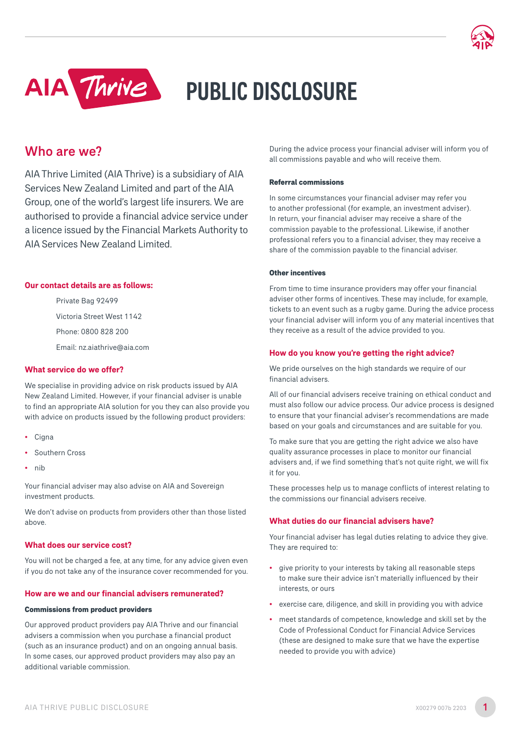# AIA Thrive PUBLIC DISCLOSURE

## Who are we?

AIA Thrive Limited (AIA Thrive) is a subsidiary of AIA Services New Zealand Limited and part of the AIA Group, one of the world's largest life insurers. We are authorised to provide a financial advice service under a licence issued by the Financial Markets Authority to AIA Services New Zealand Limited.

### Our contact details are as follows:

Private Bag 92499
Victoria Street West 1142
Phone: 0800 828 200
Email: nz.aiathrive@aia.com

### What service do we offer?

We specialise in providing advice on risk products issued by AIA New Zealand Limited. However, if your financial adviser is unable to find an appropriate AIA solution for you they can also provide you with advice on products issued by the following product providers:

- Cigna
- Southern Cross
- nib

Your financial adviser may also advise on AIA and Sovereign investment products.

We don't advise on products from providers other than those listed above.

### What does our service cost?

You will not be charged a fee, at any time, for any advice given even if you do not take any of the insurance cover recommended for you.

### How are we and our financial advisers remunerated?

**Commissions from product providers**

Our approved product providers pay AIA Thrive and our financial advisers a commission when you purchase a financial product (such as an insurance product) and on an ongoing annual basis. In some cases, our approved product providers may also pay an additional variable commission.

During the advice process your financial adviser will inform you of all commissions payable and who will receive them.

**Referral commissions**

In some circumstances your financial adviser may refer you to another professional (for example, an investment adviser). In return, your financial adviser may receive a share of the commission payable to the professional. Likewise, if another professional refers you to a financial adviser, they may receive a share of the commission payable to the financial adviser.

**Other incentives**

From time to time insurance providers may offer your financial adviser other forms of incentives. These may include, for example, tickets to an event such as a rugby game. During the advice process your financial adviser will inform you of any material incentives that they receive as a result of the advice provided to you.

### How do you know you're getting the right advice?

We pride ourselves on the high standards we require of our financial advisers.

All of our financial advisers receive training on ethical conduct and must also follow our advice process. Our advice process is designed to ensure that your financial adviser's recommendations are made based on your goals and circumstances and are suitable for you.

To make sure that you are getting the right advice we also have quality assurance processes in place to monitor our financial advisers and, if we find something that's not quite right, we will fix it for you.

These processes help us to manage conflicts of interest relating to the commissions our financial advisers receive.

### What duties do our financial advisers have?

Your financial adviser has legal duties relating to advice they give. They are required to:

- give priority to your interests by taking all reasonable steps to make sure their advice isn't materially influenced by their interests, or ours
- exercise care, diligence, and skill in providing you with advice
- meet standards of competence, knowledge and skill set by the Code of Professional Conduct for Financial Advice Services (these are designed to make sure that we have the expertise needed to provide you with advice)

X00279 007b 2203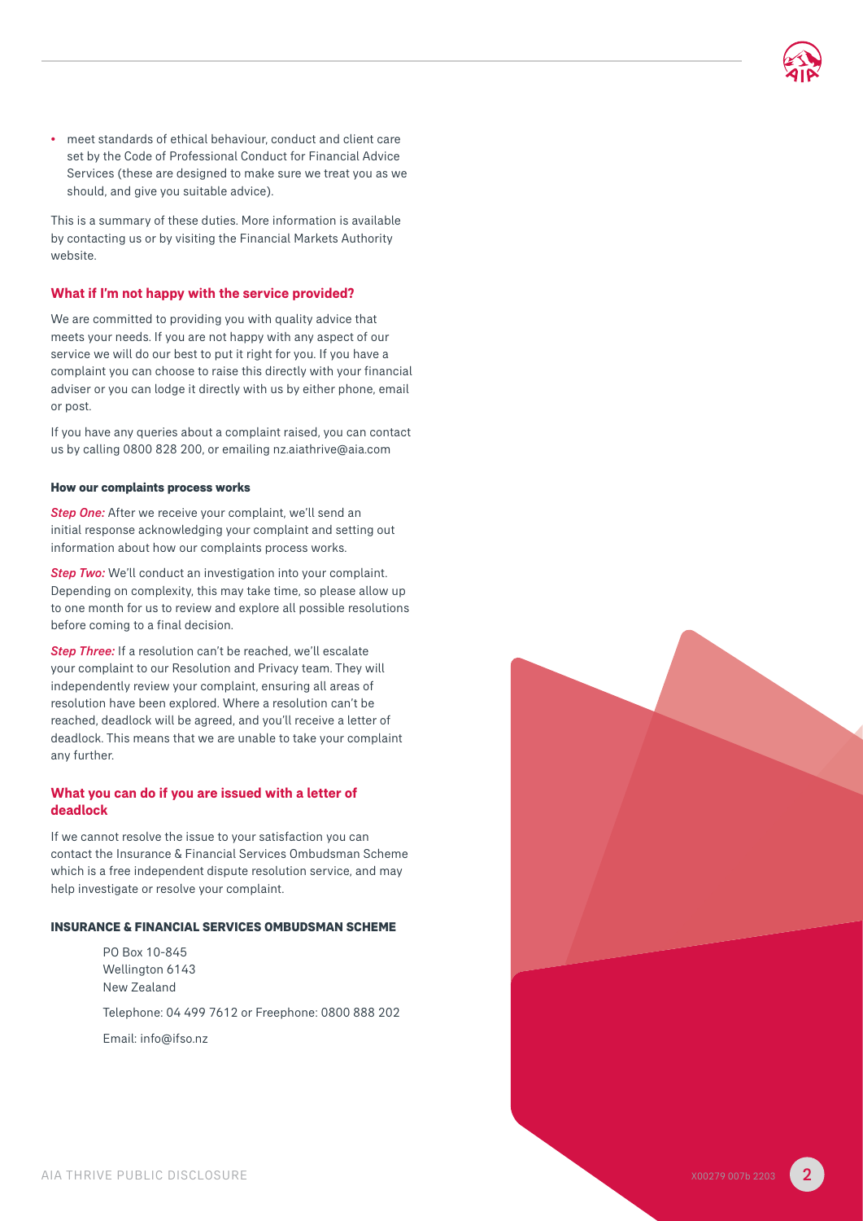- meet standards of ethical behaviour, conduct and client care set by the Code of Professional Conduct for Financial Advice Services (these are designed to make sure we treat you as we should, and give you suitable advice).

This is a summary of these duties. More information is available by contacting us or by visiting the Financial Markets Authority website.

### What if I'm not happy with the service provided?

We are committed to providing you with quality advice that meets your needs. If you are not happy with any aspect of our service we will do our best to put it right for you. If you have a complaint you can choose to raise this directly with your financial adviser or you can lodge it directly with us by either phone, email or post.

If you have any queries about a complaint raised, you can contact us by calling 0800 828 200, or emailing nz.aiathrive@aia.com

#### How our complaints process works

***Step One:*** After we receive your complaint, we'll send an initial response acknowledging your complaint and setting out information about how our complaints process works.

***Step Two:*** We'll conduct an investigation into your complaint. Depending on complexity, this may take time, so please allow up to one month for us to review and explore all possible resolutions before coming to a final decision.

***Step Three:*** If a resolution can't be reached, we'll escalate your complaint to our Resolution and Privacy team. They will independently review your complaint, ensuring all areas of resolution have been explored. Where a resolution can't be reached, deadlock will be agreed, and you'll receive a letter of deadlock. This means that we are unable to take your complaint any further.

### What you can do if you are issued with a letter of deadlock

If we cannot resolve the issue to your satisfaction you can contact the Insurance & Financial Services Ombudsman Scheme which is a free independent dispute resolution service, and may help investigate or resolve your complaint.

#### INSURANCE & FINANCIAL SERVICES OMBUDSMAN SCHEME

PO Box 10-845
Wellington 6143
New Zealand

Telephone: 04 499 7612 or Freephone: 0800 888 202

Email: info@ifso.nz